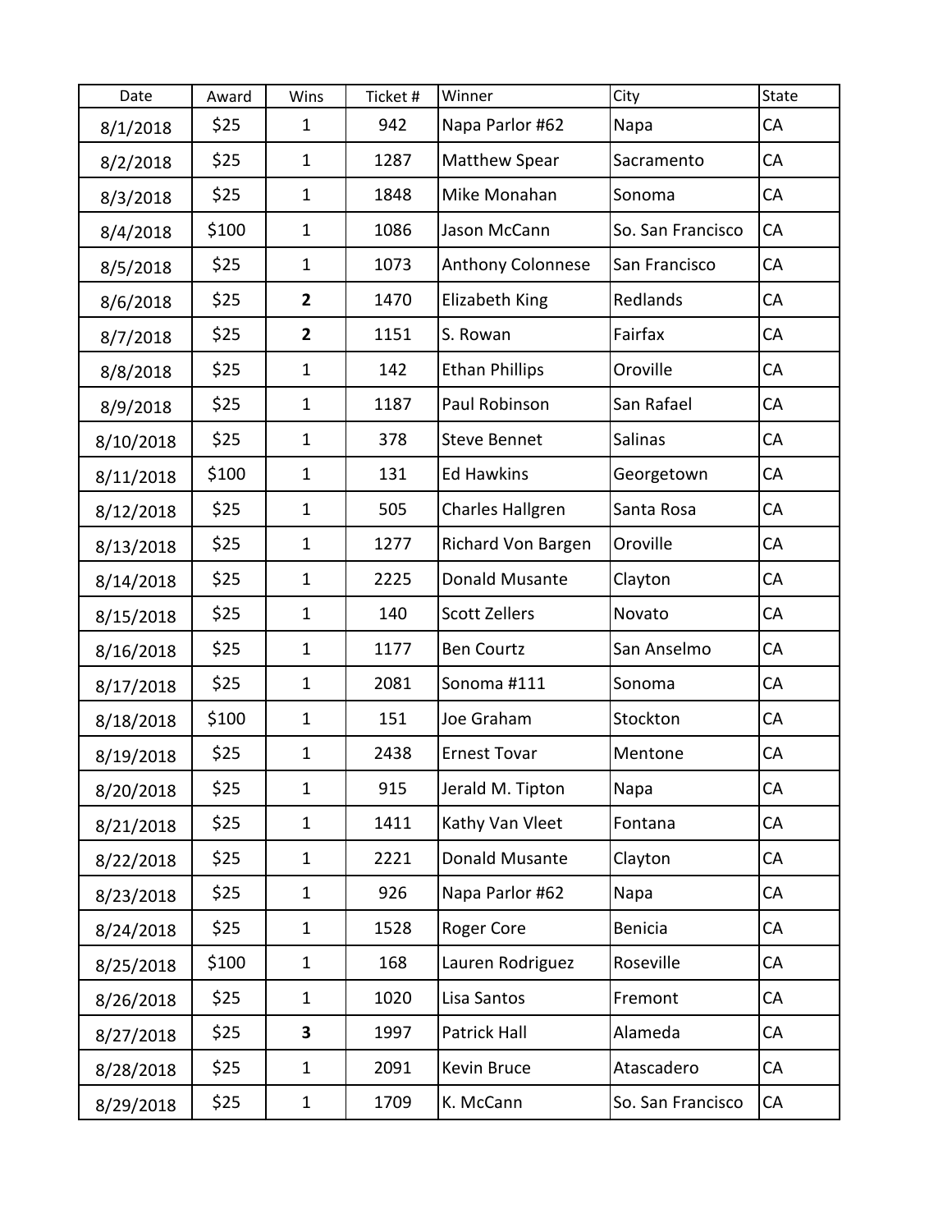| Date | Award | Wins | Ticket # | Winner | City | State |
| --- | --- | --- | --- | --- | --- | --- |
| 8/1/2018 | $25 | 1 | 942 | Napa Parlor #62 | Napa | CA |
| 8/2/2018 | $25 | 1 | 1287 | Matthew Spear | Sacramento | CA |
| 8/3/2018 | $25 | 1 | 1848 | Mike Monahan | Sonoma | CA |
| 8/4/2018 | $100 | 1 | 1086 | Jason McCann | So. San Francisco | CA |
| 8/5/2018 | $25 | 1 | 1073 | Anthony Colonnese | San Francisco | CA |
| 8/6/2018 | $25 | **2** | 1470 | Elizabeth King | Redlands | CA |
| 8/7/2018 | $25 | **2** | 1151 | S. Rowan | Fairfax | CA |
| 8/8/2018 | $25 | 1 | 142 | Ethan Phillips | Oroville | CA |
| 8/9/2018 | $25 | 1 | 1187 | Paul Robinson | San Rafael | CA |
| 8/10/2018 | $25 | 1 | 378 | Steve Bennet | Salinas | CA |
| 8/11/2018 | $100 | 1 | 131 | Ed Hawkins | Georgetown | CA |
| 8/12/2018 | $25 | 1 | 505 | Charles Hallgren | Santa Rosa | CA |
| 8/13/2018 | $25 | 1 | 1277 | Richard Von Bargen | Oroville | CA |
| 8/14/2018 | $25 | 1 | 2225 | Donald Musante | Clayton | CA |
| 8/15/2018 | $25 | 1 | 140 | Scott Zellers | Novato | CA |
| 8/16/2018 | $25 | 1 | 1177 | Ben Courtz | San Anselmo | CA |
| 8/17/2018 | $25 | 1 | 2081 | Sonoma #111 | Sonoma | CA |
| 8/18/2018 | $100 | 1 | 151 | Joe Graham | Stockton | CA |
| 8/19/2018 | $25 | 1 | 2438 | Ernest Tovar | Mentone | CA |
| 8/20/2018 | $25 | 1 | 915 | Jerald M. Tipton | Napa | CA |
| 8/21/2018 | $25 | 1 | 1411 | Kathy Van Vleet | Fontana | CA |
| 8/22/2018 | $25 | 1 | 2221 | Donald Musante | Clayton | CA |
| 8/23/2018 | $25 | 1 | 926 | Napa Parlor #62 | Napa | CA |
| 8/24/2018 | $25 | 1 | 1528 | Roger Core | Benicia | CA |
| 8/25/2018 | $100 | 1 | 168 | Lauren Rodriguez | Roseville | CA |
| 8/26/2018 | $25 | 1 | 1020 | Lisa Santos | Fremont | CA |
| 8/27/2018 | $25 | **3** | 1997 | Patrick Hall | Alameda | CA |
| 8/28/2018 | $25 | 1 | 2091 | Kevin Bruce | Atascadero | CA |
| 8/29/2018 | $25 | 1 | 1709 | K. McCann | So. San Francisco | CA |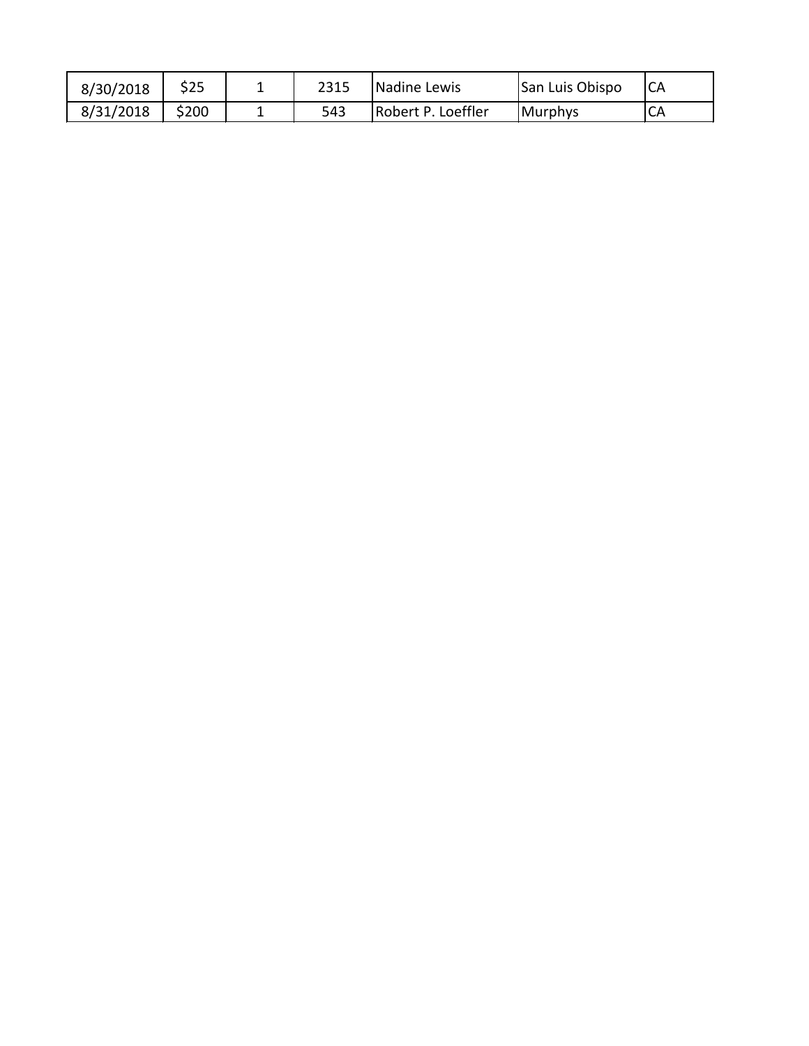| | | | | | | |
|---|---|---|---|---|---|---|
| 8/30/2018 | $25 | 1 | 2315 | Nadine Lewis | San Luis Obispo | CA |
| 8/31/2018 | $200 | 1 | 543 | Robert P. Loeffler | Murphys | CA |